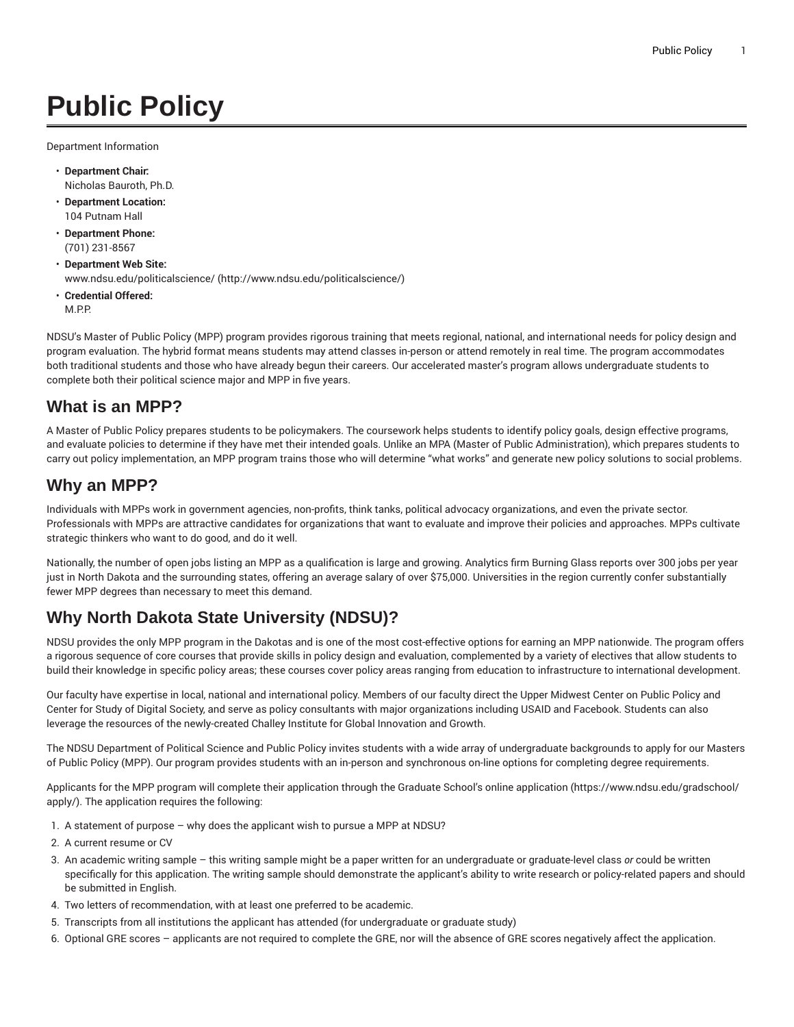# Public Policy

Department Information

- **Department Chair:**
  Nicholas Bauroth, Ph.D.
- **Department Location:**
  104 Putnam Hall
- **Department Phone:**
  (701) 231-8567
- **Department Web Site:**
  www.ndsu.edu/politicalscience/ (http://www.ndsu.edu/politicalscience/)
- **Credential Offered:**
  M.P.P.

NDSU's Master of Public Policy (MPP) program provides rigorous training that meets regional, national, and international needs for policy design and program evaluation. The hybrid format means students may attend classes in-person or attend remotely in real time. The program accommodates both traditional students and those who have already begun their careers. Our accelerated master's program allows undergraduate students to complete both their political science major and MPP in five years.

## What is an MPP?

A Master of Public Policy prepares students to be policymakers. The coursework helps students to identify policy goals, design effective programs, and evaluate policies to determine if they have met their intended goals. Unlike an MPA (Master of Public Administration), which prepares students to carry out policy implementation, an MPP program trains those who will determine "what works" and generate new policy solutions to social problems.

## Why an MPP?

Individuals with MPPs work in government agencies, non-profits, think tanks, political advocacy organizations, and even the private sector. Professionals with MPPs are attractive candidates for organizations that want to evaluate and improve their policies and approaches. MPPs cultivate strategic thinkers who want to do good, and do it well.

Nationally, the number of open jobs listing an MPP as a qualification is large and growing. Analytics firm Burning Glass reports over 300 jobs per year just in North Dakota and the surrounding states, offering an average salary of over $75,000. Universities in the region currently confer substantially fewer MPP degrees than necessary to meet this demand.

## Why North Dakota State University (NDSU)?

NDSU provides the only MPP program in the Dakotas and is one of the most cost-effective options for earning an MPP nationwide. The program offers a rigorous sequence of core courses that provide skills in policy design and evaluation, complemented by a variety of electives that allow students to build their knowledge in specific policy areas; these courses cover policy areas ranging from education to infrastructure to international development.

Our faculty have expertise in local, national and international policy. Members of our faculty direct the Upper Midwest Center on Public Policy and Center for Study of Digital Society, and serve as policy consultants with major organizations including USAID and Facebook. Students can also leverage the resources of the newly-created Challey Institute for Global Innovation and Growth.

The NDSU Department of Political Science and Public Policy invites students with a wide array of undergraduate backgrounds to apply for our Masters of Public Policy (MPP). Our program provides students with an in-person and synchronous on-line options for completing degree requirements.

Applicants for the MPP program will complete their application through the Graduate School's online application (https://www.ndsu.edu/gradschool/apply/). The application requires the following:

1. A statement of purpose – why does the applicant wish to pursue a MPP at NDSU?
2. A current resume or CV
3. An academic writing sample – this writing sample might be a paper written for an undergraduate or graduate-level class *or* could be written specifically for this application. The writing sample should demonstrate the applicant's ability to write research or policy-related papers and should be submitted in English.
4. Two letters of recommendation, with at least one preferred to be academic.
5. Transcripts from all institutions the applicant has attended (for undergraduate or graduate study)
6. Optional GRE scores – applicants are not required to complete the GRE, nor will the absence of GRE scores negatively affect the application.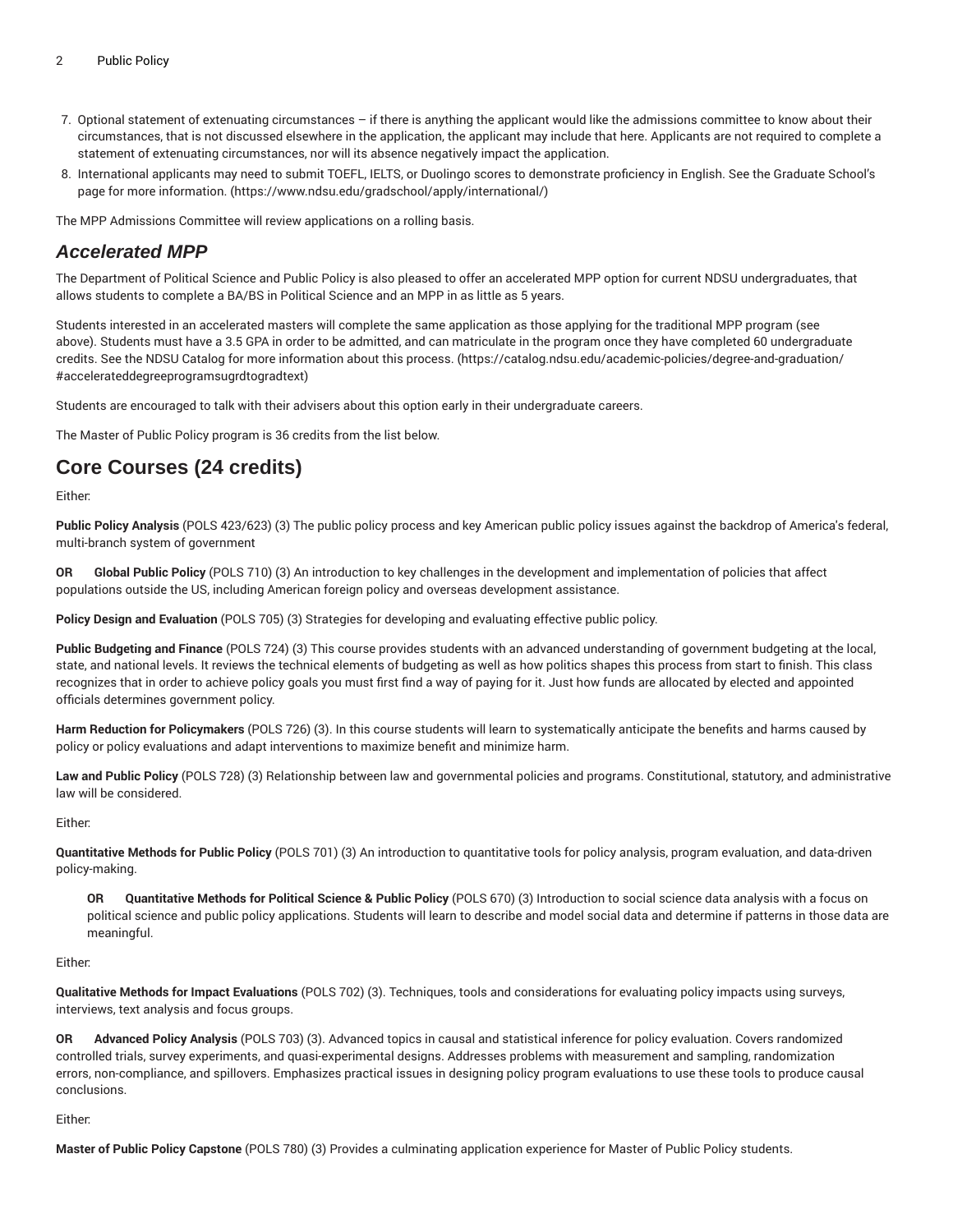7. Optional statement of extenuating circumstances – if there is anything the applicant would like the admissions committee to know about their circumstances, that is not discussed elsewhere in the application, the applicant may include that here. Applicants are not required to complete a statement of extenuating circumstances, nor will its absence negatively impact the application.
8. International applicants may need to submit TOEFL, IELTS, or Duolingo scores to demonstrate proficiency in English. See the Graduate School's page for more information. (https://www.ndsu.edu/gradschool/apply/international/)

The MPP Admissions Committee will review applications on a rolling basis.

## *Accelerated MPP*

The Department of Political Science and Public Policy is also pleased to offer an accelerated MPP option for current NDSU undergraduates, that allows students to complete a BA/BS in Political Science and an MPP in as little as 5 years.

Students interested in an accelerated masters will complete the same application as those applying for the traditional MPP program (see above). Students must have a 3.5 GPA in order to be admitted, and can matriculate in the program once they have completed 60 undergraduate credits. See the NDSU Catalog for more information about this process. (https://catalog.ndsu.edu/academic-policies/degree-and-graduation/#accelerateddegreeprogramsugrdtogradtext)

Students are encouraged to talk with their advisers about this option early in their undergraduate careers.

The Master of Public Policy program is 36 credits from the list below.

## Core Courses (24 credits)

Either:

**Public Policy Analysis** (POLS 423/623) (3) The public policy process and key American public policy issues against the backdrop of America's federal, multi-branch system of government

**OR Global Public Policy** (POLS 710) (3) An introduction to key challenges in the development and implementation of policies that affect populations outside the US, including American foreign policy and overseas development assistance.

**Policy Design and Evaluation** (POLS 705) (3) Strategies for developing and evaluating effective public policy.

**Public Budgeting and Finance** (POLS 724) (3) This course provides students with an advanced understanding of government budgeting at the local, state, and national levels. It reviews the technical elements of budgeting as well as how politics shapes this process from start to finish. This class recognizes that in order to achieve policy goals you must first find a way of paying for it. Just how funds are allocated by elected and appointed officials determines government policy.

**Harm Reduction for Policymakers** (POLS 726) (3). In this course students will learn to systematically anticipate the benefits and harms caused by policy or policy evaluations and adapt interventions to maximize benefit and minimize harm.

**Law and Public Policy** (POLS 728) (3) Relationship between law and governmental policies and programs. Constitutional, statutory, and administrative law will be considered.

Either:

**Quantitative Methods for Public Policy** (POLS 701) (3) An introduction to quantitative tools for policy analysis, program evaluation, and data-driven policy-making.

**OR Quantitative Methods for Political Science & Public Policy** (POLS 670) (3) Introduction to social science data analysis with a focus on political science and public policy applications. Students will learn to describe and model social data and determine if patterns in those data are meaningful.

Either:

**Qualitative Methods for Impact Evaluations** (POLS 702) (3). Techniques, tools and considerations for evaluating policy impacts using surveys, interviews, text analysis and focus groups.

**OR Advanced Policy Analysis** (POLS 703) (3). Advanced topics in causal and statistical inference for policy evaluation. Covers randomized controlled trials, survey experiments, and quasi-experimental designs. Addresses problems with measurement and sampling, randomization errors, non-compliance, and spillovers. Emphasizes practical issues in designing policy program evaluations to use these tools to produce causal conclusions.

Either:

**Master of Public Policy Capstone** (POLS 780) (3) Provides a culminating application experience for Master of Public Policy students.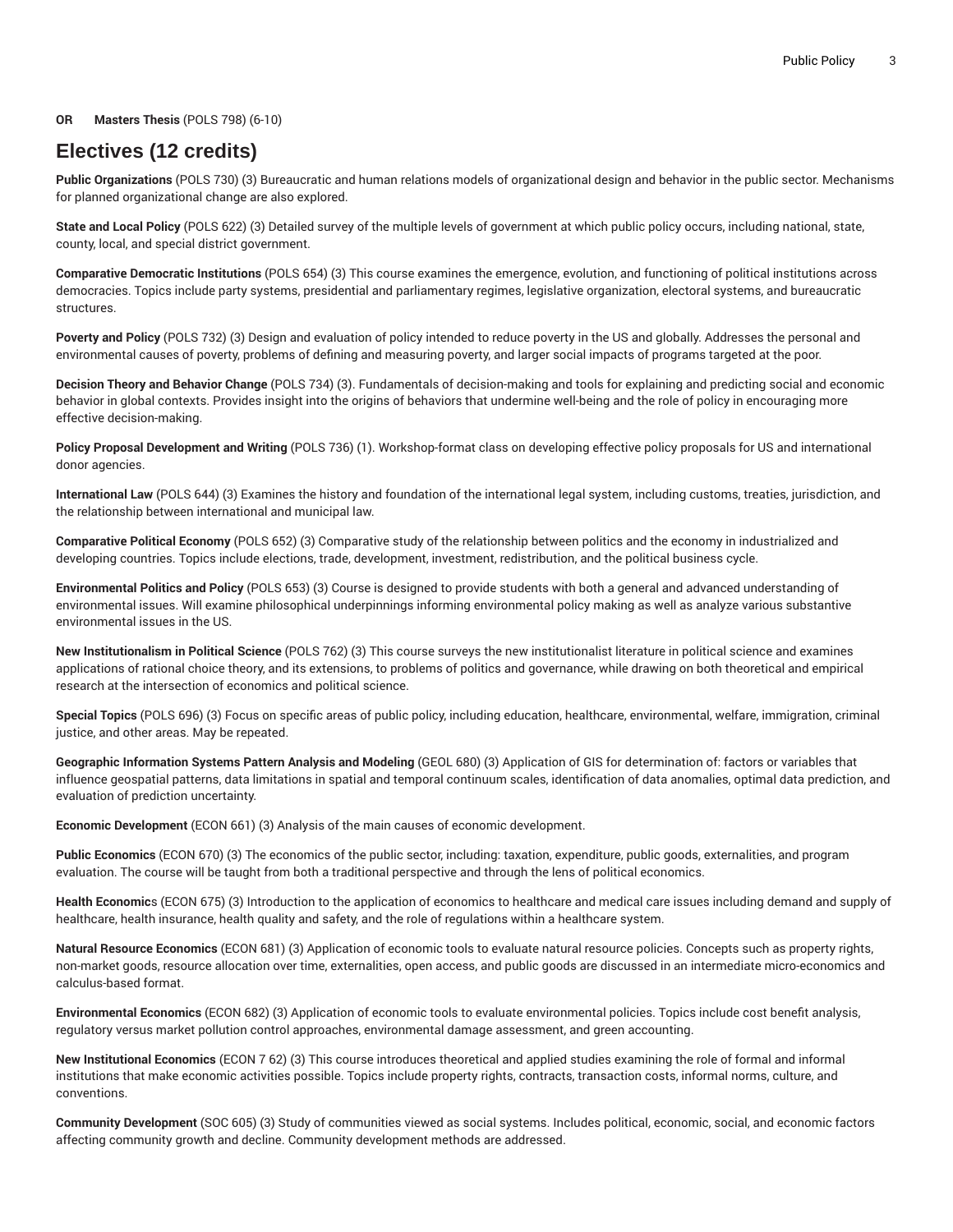**OR** **Masters Thesis** (POLS 798) (6-10)

## Electives (12 credits)

**Public Organizations** (POLS 730) (3) Bureaucratic and human relations models of organizational design and behavior in the public sector. Mechanisms for planned organizational change are also explored.

**State and Local Policy** (POLS 622) (3) Detailed survey of the multiple levels of government at which public policy occurs, including national, state, county, local, and special district government.

**Comparative Democratic Institutions** (POLS 654) (3) This course examines the emergence, evolution, and functioning of political institutions across democracies. Topics include party systems, presidential and parliamentary regimes, legislative organization, electoral systems, and bureaucratic structures.

**Poverty and Policy** (POLS 732) (3) Design and evaluation of policy intended to reduce poverty in the US and globally. Addresses the personal and environmental causes of poverty, problems of defining and measuring poverty, and larger social impacts of programs targeted at the poor.

**Decision Theory and Behavior Change** (POLS 734) (3). Fundamentals of decision-making and tools for explaining and predicting social and economic behavior in global contexts. Provides insight into the origins of behaviors that undermine well-being and the role of policy in encouraging more effective decision-making.

**Policy Proposal Development and Writing** (POLS 736) (1). Workshop-format class on developing effective policy proposals for US and international donor agencies.

**International Law** (POLS 644) (3) Examines the history and foundation of the international legal system, including customs, treaties, jurisdiction, and the relationship between international and municipal law.

**Comparative Political Economy** (POLS 652) (3) Comparative study of the relationship between politics and the economy in industrialized and developing countries. Topics include elections, trade, development, investment, redistribution, and the political business cycle.

**Environmental Politics and Policy** (POLS 653) (3) Course is designed to provide students with both a general and advanced understanding of environmental issues. Will examine philosophical underpinnings informing environmental policy making as well as analyze various substantive environmental issues in the US.

**New Institutionalism in Political Science** (POLS 762) (3) This course surveys the new institutionalist literature in political science and examines applications of rational choice theory, and its extensions, to problems of politics and governance, while drawing on both theoretical and empirical research at the intersection of economics and political science.

**Special Topics** (POLS 696) (3) Focus on specific areas of public policy, including education, healthcare, environmental, welfare, immigration, criminal justice, and other areas. May be repeated.

**Geographic Information Systems Pattern Analysis and Modeling** (GEOL 680) (3) Application of GIS for determination of: factors or variables that influence geospatial patterns, data limitations in spatial and temporal continuum scales, identification of data anomalies, optimal data prediction, and evaluation of prediction uncertainty.

**Economic Development** (ECON 661) (3) Analysis of the main causes of economic development.

**Public Economics** (ECON 670) (3) The economics of the public sector, including: taxation, expenditure, public goods, externalities, and program evaluation. The course will be taught from both a traditional perspective and through the lens of political economics.

**Health Economic**s (ECON 675) (3) Introduction to the application of economics to healthcare and medical care issues including demand and supply of healthcare, health insurance, health quality and safety, and the role of regulations within a healthcare system.

**Natural Resource Economics** (ECON 681) (3) Application of economic tools to evaluate natural resource policies. Concepts such as property rights, non-market goods, resource allocation over time, externalities, open access, and public goods are discussed in an intermediate micro-economics and calculus-based format.

**Environmental Economics** (ECON 682) (3) Application of economic tools to evaluate environmental policies. Topics include cost benefit analysis, regulatory versus market pollution control approaches, environmental damage assessment, and green accounting.

**New Institutional Economics** (ECON 7 62) (3) This course introduces theoretical and applied studies examining the role of formal and informal institutions that make economic activities possible. Topics include property rights, contracts, transaction costs, informal norms, culture, and conventions.

**Community Development** (SOC 605) (3) Study of communities viewed as social systems. Includes political, economic, social, and economic factors affecting community growth and decline. Community development methods are addressed.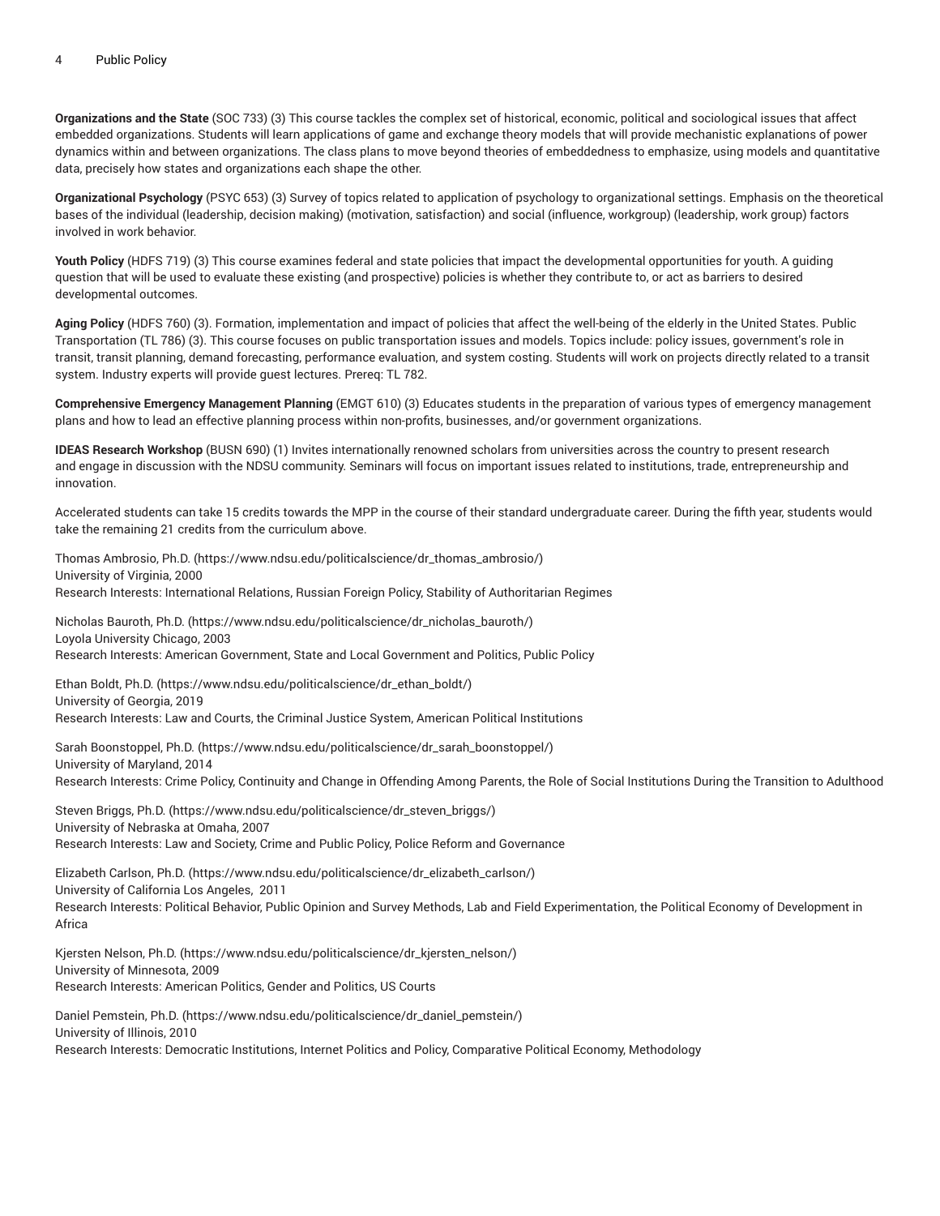**Organizations and the State** (SOC 733) (3) This course tackles the complex set of historical, economic, political and sociological issues that affect embedded organizations. Students will learn applications of game and exchange theory models that will provide mechanistic explanations of power dynamics within and between organizations. The class plans to move beyond theories of embeddedness to emphasize, using models and quantitative data, precisely how states and organizations each shape the other.

**Organizational Psychology** (PSYC 653) (3) Survey of topics related to application of psychology to organizational settings. Emphasis on the theoretical bases of the individual (leadership, decision making) (motivation, satisfaction) and social (influence, workgroup) (leadership, work group) factors involved in work behavior.

**Youth Policy** (HDFS 719) (3) This course examines federal and state policies that impact the developmental opportunities for youth. A guiding question that will be used to evaluate these existing (and prospective) policies is whether they contribute to, or act as barriers to desired developmental outcomes.

**Aging Policy** (HDFS 760) (3). Formation, implementation and impact of policies that affect the well-being of the elderly in the United States. Public Transportation (TL 786) (3). This course focuses on public transportation issues and models. Topics include: policy issues, government's role in transit, transit planning, demand forecasting, performance evaluation, and system costing. Students will work on projects directly related to a transit system. Industry experts will provide guest lectures. Prereq: TL 782.

**Comprehensive Emergency Management Planning** (EMGT 610) (3) Educates students in the preparation of various types of emergency management plans and how to lead an effective planning process within non-profits, businesses, and/or government organizations.

**IDEAS Research Workshop** (BUSN 690) (1) Invites internationally renowned scholars from universities across the country to present research and engage in discussion with the NDSU community. Seminars will focus on important issues related to institutions, trade, entrepreneurship and innovation.

Accelerated students can take 15 credits towards the MPP in the course of their standard undergraduate career. During the fifth year, students would take the remaining 21 credits from the curriculum above.

Thomas Ambrosio, Ph.D. (https://www.ndsu.edu/politicalscience/dr_thomas_ambrosio/)
University of Virginia, 2000
Research Interests: International Relations, Russian Foreign Policy, Stability of Authoritarian Regimes

Nicholas Bauroth, Ph.D. (https://www.ndsu.edu/politicalscience/dr_nicholas_bauroth/)
Loyola University Chicago, 2003
Research Interests: American Government, State and Local Government and Politics, Public Policy

Ethan Boldt, Ph.D. (https://www.ndsu.edu/politicalscience/dr_ethan_boldt/)
University of Georgia, 2019
Research Interests: Law and Courts, the Criminal Justice System, American Political Institutions

Sarah Boonstoppel, Ph.D. (https://www.ndsu.edu/politicalscience/dr_sarah_boonstoppel/)
University of Maryland, 2014
Research Interests: Crime Policy, Continuity and Change in Offending Among Parents, the Role of Social Institutions During the Transition to Adulthood

Steven Briggs, Ph.D. (https://www.ndsu.edu/politicalscience/dr_steven_briggs/)
University of Nebraska at Omaha, 2007
Research Interests: Law and Society, Crime and Public Policy, Police Reform and Governance

Elizabeth Carlson, Ph.D. (https://www.ndsu.edu/politicalscience/dr_elizabeth_carlson/)
University of California Los Angeles, 2011
Research Interests: Political Behavior, Public Opinion and Survey Methods, Lab and Field Experimentation, the Political Economy of Development in Africa

Kjersten Nelson, Ph.D. (https://www.ndsu.edu/politicalscience/dr_kjersten_nelson/)
University of Minnesota, 2009
Research Interests: American Politics, Gender and Politics, US Courts

Daniel Pemstein, Ph.D. (https://www.ndsu.edu/politicalscience/dr_daniel_pemstein/)
University of Illinois, 2010
Research Interests: Democratic Institutions, Internet Politics and Policy, Comparative Political Economy, Methodology